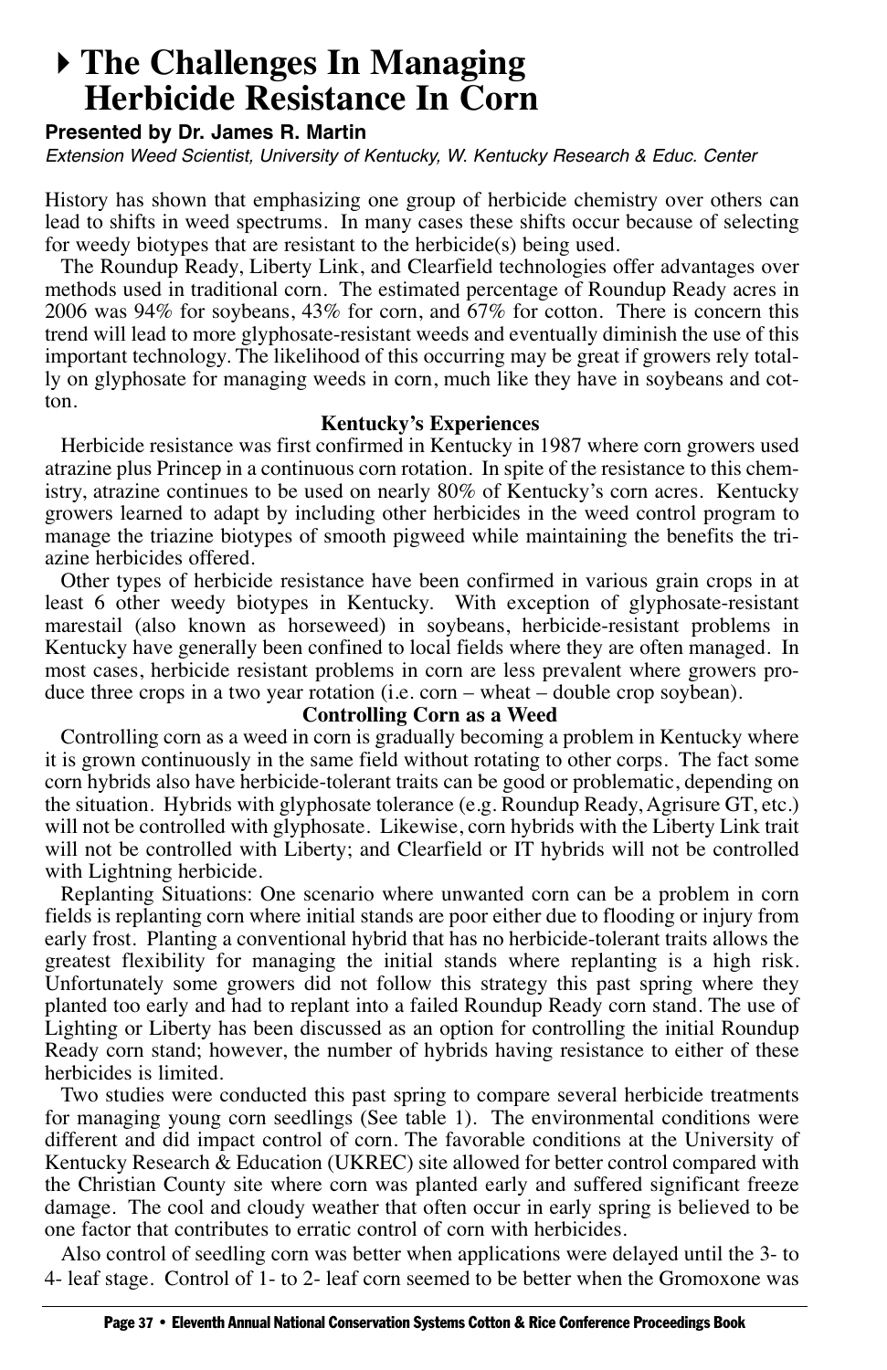# The Challenges In Managing Herbicide Resistance In Corn

**Presented by Dr. James R. Martin**

*Extension Weed Scientist, University of Kentucky, W. Kentucky Research & Educ. Center*

History has shown that emphasizing one group of herbicide chemistry over others can lead to shifts in weed spectrums. In many cases these shifts occur because of selecting for weedy biotypes that are resistant to the herbicide(s) being used.

The Roundup Ready, Liberty Link, and Clearfield technologies offer advantages over methods used in traditional corn. The estimated percentage of Roundup Ready acres in 2006 was 94% for soybeans, 43% for corn, and 67% for cotton. There is concern this trend will lead to more glyphosate-resistant weeds and eventually diminish the use of this important technology. The likelihood of this occurring may be great if growers rely totally on glyphosate for managing weeds in corn, much like they have in soybeans and cotton.

### Kentucky's Experiences

Herbicide resistance was first confirmed in Kentucky in 1987 where corn growers used atrazine plus Princep in a continuous corn rotation. In spite of the resistance to this chemistry, atrazine continues to be used on nearly 80% of Kentucky's corn acres. Kentucky growers learned to adapt by including other herbicides in the weed control program to manage the triazine biotypes of smooth pigweed while maintaining the benefits the triazine herbicides offered.

Other types of herbicide resistance have been confirmed in various grain crops in at least 6 other weedy biotypes in Kentucky. With exception of glyphosate-resistant marestail (also known as horseweed) in soybeans, herbicide-resistant problems in Kentucky have generally been confined to local fields where they are often managed. In most cases, herbicide resistant problems in corn are less prevalent where growers produce three crops in a two year rotation (i.e. corn – wheat – double crop soybean).

### Controlling Corn as a Weed

Controlling corn as a weed in corn is gradually becoming a problem in Kentucky where it is grown continuously in the same field without rotating to other corps. The fact some corn hybrids also have herbicide-tolerant traits can be good or problematic, depending on the situation. Hybrids with glyphosate tolerance (e.g. Roundup Ready, Agrisure GT, etc.) will not be controlled with glyphosate. Likewise, corn hybrids with the Liberty Link trait will not be controlled with Liberty; and Clearfield or IT hybrids will not be controlled with Lightning herbicide.

Replanting Situations: One scenario where unwanted corn can be a problem in corn fields is replanting corn where initial stands are poor either due to flooding or injury from early frost. Planting a conventional hybrid that has no herbicide-tolerant traits allows the greatest flexibility for managing the initial stands where replanting is a high risk. Unfortunately some growers did not follow this strategy this past spring where they planted too early and had to replant into a failed Roundup Ready corn stand. The use of Lighting or Liberty has been discussed as an option for controlling the initial Roundup Ready corn stand; however, the number of hybrids having resistance to either of these herbicides is limited.

Two studies were conducted this past spring to compare several herbicide treatments for managing young corn seedlings (See table 1). The environmental conditions were different and did impact control of corn. The favorable conditions at the University of Kentucky Research & Education (UKREC) site allowed for better control compared with the Christian County site where corn was planted early and suffered significant freeze damage. The cool and cloudy weather that often occur in early spring is believed to be one factor that contributes to erratic control of corn with herbicides.

Also control of seedling corn was better when applications were delayed until the 3- to 4- leaf stage. Control of 1- to 2- leaf corn seemed to be better when the Gromoxone was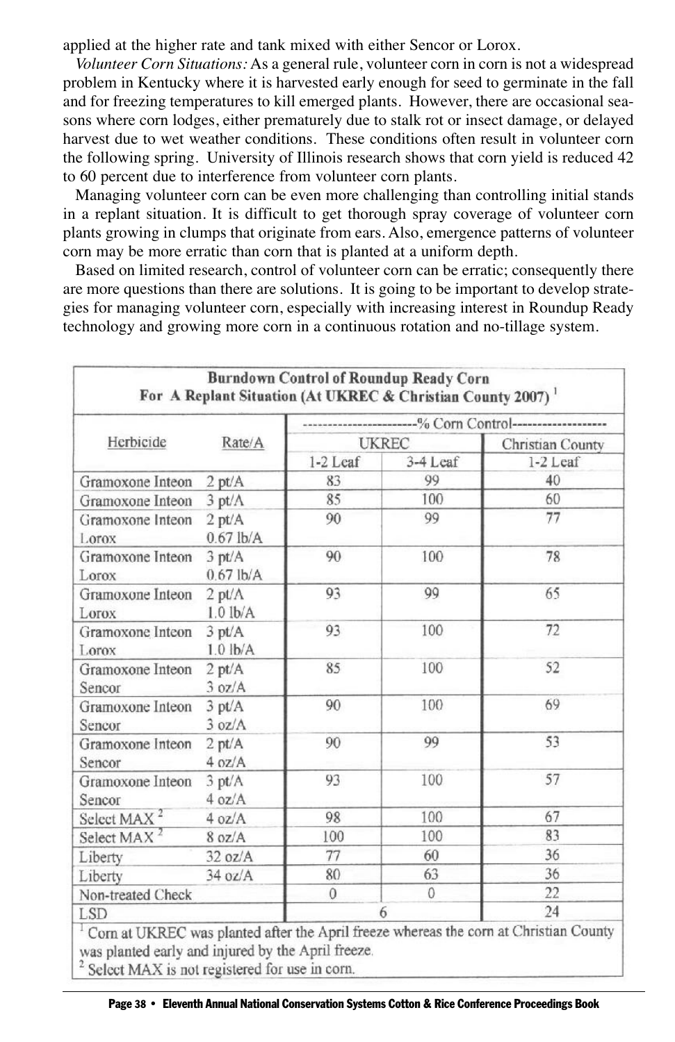applied at the higher rate and tank mixed with either Sencor or Lorox.

*Volunteer Corn Situations:* As a general rule, volunteer corn in corn is not a widespread problem in Kentucky where it is harvested early enough for seed to germinate in the fall and for freezing temperatures to kill emerged plants. However, there are occasional seasons where corn lodges, either prematurely due to stalk rot or insect damage, or delayed harvest due to wet weather conditions. These conditions often result in volunteer corn the following spring. University of Illinois research shows that corn yield is reduced 42 to 60 percent due to interference from volunteer corn plants.

Managing volunteer corn can be even more challenging than controlling initial stands in a replant situation. It is difficult to get thorough spray coverage of volunteer corn plants growing in clumps that originate from ears. Also, emergence patterns of volunteer corn may be more erratic than corn that is planted at a uniform depth.

Based on limited research, control of volunteer corn can be erratic; consequently there are more questions than there are solutions. It is going to be important to develop strategies for managing volunteer corn, especially with increasing interest in Roundup Ready technology and growing more corn in a continuous rotation and no-tillage system.

**Burndown Control of Roundup Ready Corn For A Replant Situation (At UKREC & Christian County 2007)** [1]

| Herbicide | Rate/A | % Corn Control | | |
|---|---|---|---|---|
| | | UKREC | | Christian County |
| | | 1-2 Leaf | 3-4 Leaf | 1-2 Leaf |
| Gramoxone Inteon | 2 pt/A | 83 | 99 | 40 |
| Gramoxone Inteon | 3 pt/A | 85 | 100 | 60 |
| Gramoxone Inteon<br>Lorox | 2 pt/A<br>0.67 lb/A | 90 | 99 | 77 |
| Gramoxone Inteon<br>Lorox | 3 pt/A<br>0.67 lb/A | 90 | 100 | 78 |
| Gramoxone Inteon<br>Lorox | 2 pt/A<br>1.0 lb/A | 93 | 99 | 65 |
| Gramoxone Inteon<br>Lorox | 3 pt/A<br>1.0 lb/A | 93 | 100 | 72 |
| Gramoxone Inteon<br>Sencor | 2 pt/A<br>3 oz/A | 85 | 100 | 52 |
| Gramoxone Inteon<br>Sencor | 3 pt/A<br>3 oz/A | 90 | 100 | 69 |
| Gramoxone Inteon<br>Sencor | 2 pt/A<br>4 oz/A | 90 | 99 | 53 |
| Gramoxone Inteon<br>Sencor | 3 pt/A<br>4 oz/A | 93 | 100 | 57 |
| Select MAX [2] | 4 oz/A | 98 | 100 | 67 |
| Select MAX [2] | 8 oz/A | 100 | 100 | 83 |
| Liberty | 32 oz/A | 77 | 60 | 36 |
| Liberty | 34 oz/A | 80 | 63 | 36 |
| Non-treated Check | | 0 | 0 | 22 |
| LSD | | 6 | | 24 |

[1] Corn at UKREC was planted after the April freeze whereas the corn at Christian County was planted early and injured by the April freeze.
[2] Select MAX is not registered for use in corn.